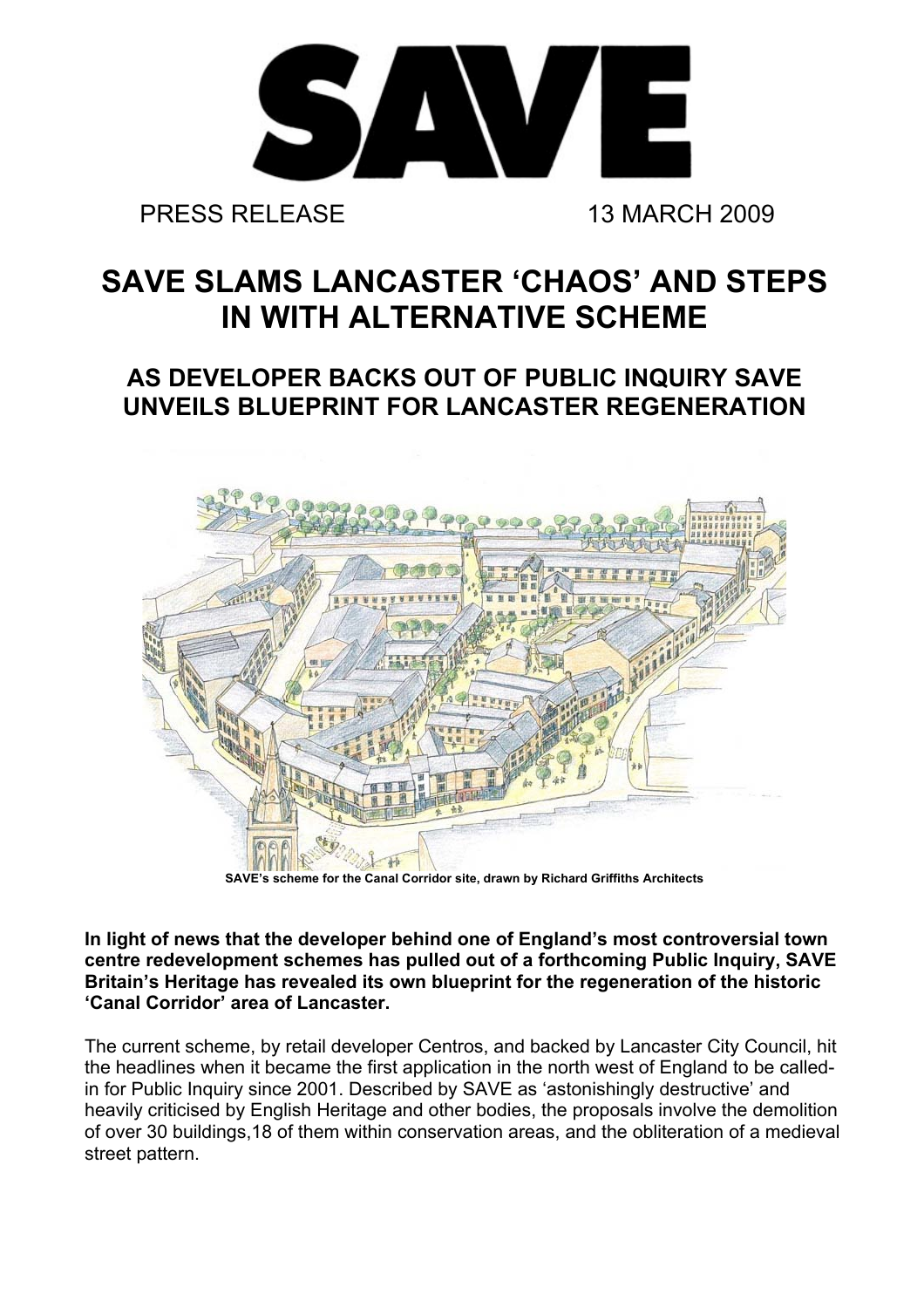# SAVE

PRESS RELEASE 13 MARCH 2009

# SAVE SLAMS LANCASTER 'CHAOS' AND STEPS IN WITH ALTERNATIVE SCHEME

## AS DEVELOPER BACKS OUT OF PUBLIC INQUIRY SAVE UNVEILS BLUEPRINT FOR LANCASTER REGENERATION

**SAVE's scheme for the Canal Corridor site, drawn by Richard Griffiths Architects**

**In light of news that the developer behind one of England's most controversial town centre redevelopment schemes has pulled out of a forthcoming Public Inquiry, SAVE Britain's Heritage has revealed its own blueprint for the regeneration of the historic 'Canal Corridor' area of Lancaster.**

The current scheme, by retail developer Centros, and backed by Lancaster City Council, hit the headlines when it became the first application in the north west of England to be called-in for Public Inquiry since 2001. Described by SAVE as 'astonishingly destructive' and heavily criticised by English Heritage and other bodies, the proposals involve the demolition of over 30 buildings,18 of them within conservation areas, and the obliteration of a medieval street pattern.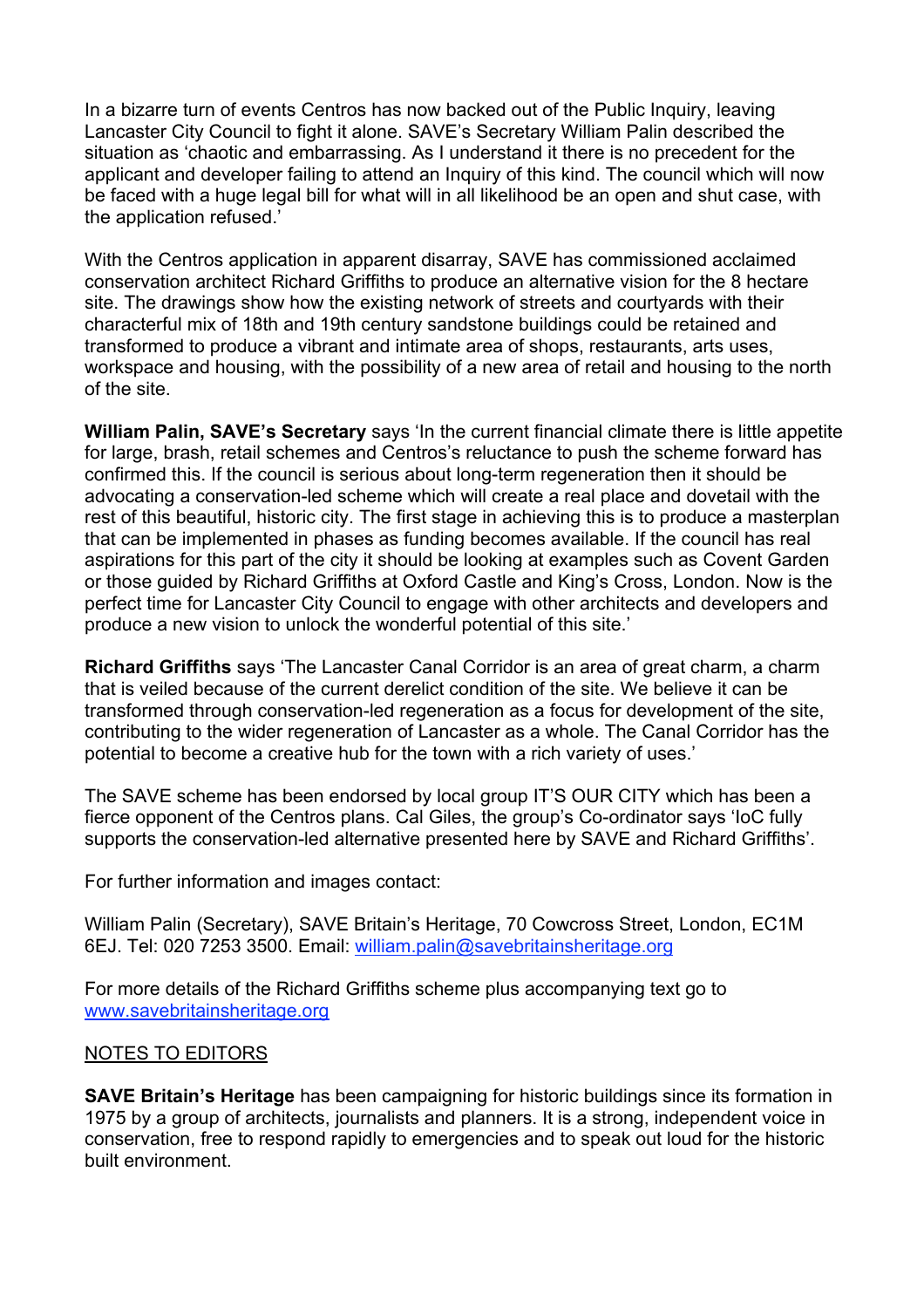In a bizarre turn of events Centros has now backed out of the Public Inquiry, leaving Lancaster City Council to fight it alone. SAVE's Secretary William Palin described the situation as 'chaotic and embarrassing. As I understand it there is no precedent for the applicant and developer failing to attend an Inquiry of this kind. The council which will now be faced with a huge legal bill for what will in all likelihood be an open and shut case, with the application refused.'

With the Centros application in apparent disarray, SAVE has commissioned acclaimed conservation architect Richard Griffiths to produce an alternative vision for the 8 hectare site. The drawings show how the existing network of streets and courtyards with their characterful mix of 18th and 19th century sandstone buildings could be retained and transformed to produce a vibrant and intimate area of shops, restaurants, arts uses, workspace and housing, with the possibility of a new area of retail and housing to the north of the site.

**William Palin, SAVE's Secretary** says 'In the current financial climate there is little appetite for large, brash, retail schemes and Centros's reluctance to push the scheme forward has confirmed this. If the council is serious about long-term regeneration then it should be advocating a conservation-led scheme which will create a real place and dovetail with the rest of this beautiful, historic city. The first stage in achieving this is to produce a masterplan that can be implemented in phases as funding becomes available. If the council has real aspirations for this part of the city it should be looking at examples such as Covent Garden or those guided by Richard Griffiths at Oxford Castle and King's Cross, London. Now is the perfect time for Lancaster City Council to engage with other architects and developers and produce a new vision to unlock the wonderful potential of this site.'

**Richard Griffiths** says 'The Lancaster Canal Corridor is an area of great charm, a charm that is veiled because of the current derelict condition of the site. We believe it can be transformed through conservation-led regeneration as a focus for development of the site, contributing to the wider regeneration of Lancaster as a whole. The Canal Corridor has the potential to become a creative hub for the town with a rich variety of uses.'

The SAVE scheme has been endorsed by local group IT'S OUR CITY which has been a fierce opponent of the Centros plans. Cal Giles, the group's Co-ordinator says 'IoC fully supports the conservation-led alternative presented here by SAVE and Richard Griffiths'.

For further information and images contact:

William Palin (Secretary), SAVE Britain's Heritage, 70 Cowcross Street, London, EC1M 6EJ. Tel: 020 7253 3500. Email: william.palin@savebritainsheritage.org

For more details of the Richard Griffiths scheme plus accompanying text go to www.savebritainsheritage.org

NOTES TO EDITORS

**SAVE Britain's Heritage** has been campaigning for historic buildings since its formation in 1975 by a group of architects, journalists and planners. It is a strong, independent voice in conservation, free to respond rapidly to emergencies and to speak out loud for the historic built environment.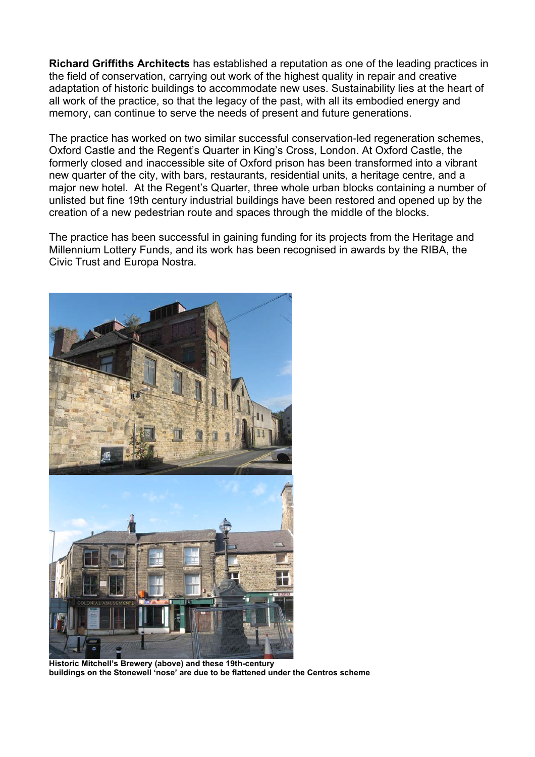**Richard Griffiths Architects** has established a reputation as one of the leading practices in the field of conservation, carrying out work of the highest quality in repair and creative adaptation of historic buildings to accommodate new uses. Sustainability lies at the heart of all work of the practice, so that the legacy of the past, with all its embodied energy and memory, can continue to serve the needs of present and future generations.

The practice has worked on two similar successful conservation-led regeneration schemes, Oxford Castle and the Regent's Quarter in King's Cross, London. At Oxford Castle, the formerly closed and inaccessible site of Oxford prison has been transformed into a vibrant new quarter of the city, with bars, restaurants, residential units, a heritage centre, and a major new hotel. At the Regent's Quarter, three whole urban blocks containing a number of unlisted but fine 19th century industrial buildings have been restored and opened up by the creation of a new pedestrian route and spaces through the middle of the blocks.

The practice has been successful in gaining funding for its projects from the Heritage and Millennium Lottery Funds, and its work has been recognised in awards by the RIBA, the Civic Trust and Europa Nostra.

**Historic Mitchell's Brewery (above) and these 19th-century buildings on the Stonewell 'nose' are due to be flattened under the Centros scheme**